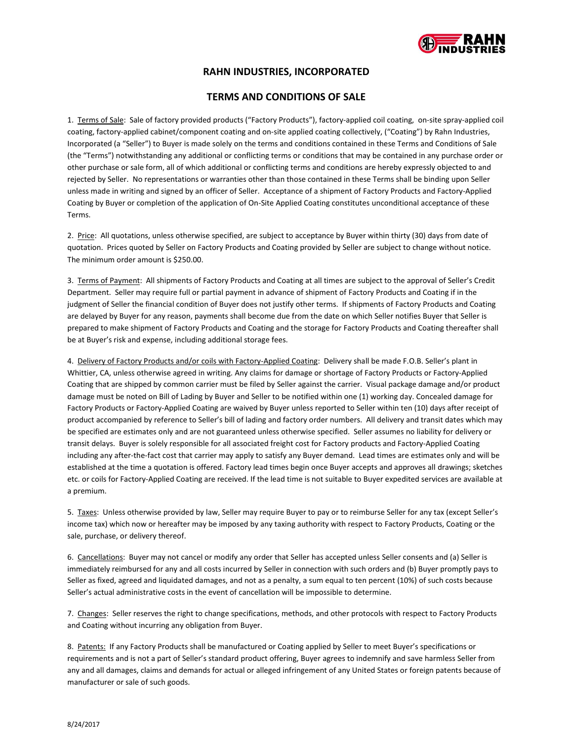# RAHN INDUSTRIES, INCORPORATED

## TERMS AND CONDITIONS OF SALE

1. Terms of Sale: Sale of factory provided products ("Factory Products"), factory-applied coil coating, on-site spray-applied coil coating, factory-applied cabinet/component coating and on-site applied coating collectively, ("Coating") by Rahn Industries, Incorporated (a "Seller") to Buyer is made solely on the terms and conditions contained in these Terms and Conditions of Sale (the "Terms") notwithstanding any additional or conflicting terms or conditions that may be contained in any purchase order or other purchase or sale form, all of which additional or conflicting terms and conditions are hereby expressly objected to and rejected by Seller. No representations or warranties other than those contained in these Terms shall be binding upon Seller unless made in writing and signed by an officer of Seller. Acceptance of a shipment of Factory Products and Factory-Applied Coating by Buyer or completion of the application of On-Site Applied Coating constitutes unconditional acceptance of these Terms.

2. Price: All quotations, unless otherwise specified, are subject to acceptance by Buyer within thirty (30) days from date of quotation. Prices quoted by Seller on Factory Products and Coating provided by Seller are subject to change without notice. The minimum order amount is $250.00.

3. Terms of Payment: All shipments of Factory Products and Coating at all times are subject to the approval of Seller's Credit Department. Seller may require full or partial payment in advance of shipment of Factory Products and Coating if in the judgment of Seller the financial condition of Buyer does not justify other terms. If shipments of Factory Products and Coating are delayed by Buyer for any reason, payments shall become due from the date on which Seller notifies Buyer that Seller is prepared to make shipment of Factory Products and Coating and the storage for Factory Products and Coating thereafter shall be at Buyer's risk and expense, including additional storage fees.

4. Delivery of Factory Products and/or coils with Factory-Applied Coating: Delivery shall be made F.O.B. Seller's plant in Whittier, CA, unless otherwise agreed in writing. Any claims for damage or shortage of Factory Products or Factory-Applied Coating that are shipped by common carrier must be filed by Seller against the carrier. Visual package damage and/or product damage must be noted on Bill of Lading by Buyer and Seller to be notified within one (1) working day. Concealed damage for Factory Products or Factory-Applied Coating are waived by Buyer unless reported to Seller within ten (10) days after receipt of product accompanied by reference to Seller's bill of lading and factory order numbers. All delivery and transit dates which may be specified are estimates only and are not guaranteed unless otherwise specified. Seller assumes no liability for delivery or transit delays. Buyer is solely responsible for all associated freight cost for Factory products and Factory-Applied Coating including any after-the-fact cost that carrier may apply to satisfy any Buyer demand. Lead times are estimates only and will be established at the time a quotation is offered. Factory lead times begin once Buyer accepts and approves all drawings; sketches etc. or coils for Factory-Applied Coating are received. If the lead time is not suitable to Buyer expedited services are available at a premium.

5. Taxes: Unless otherwise provided by law, Seller may require Buyer to pay or to reimburse Seller for any tax (except Seller's income tax) which now or hereafter may be imposed by any taxing authority with respect to Factory Products, Coating or the sale, purchase, or delivery thereof.

6. Cancellations: Buyer may not cancel or modify any order that Seller has accepted unless Seller consents and (a) Seller is immediately reimbursed for any and all costs incurred by Seller in connection with such orders and (b) Buyer promptly pays to Seller as fixed, agreed and liquidated damages, and not as a penalty, a sum equal to ten percent (10%) of such costs because Seller's actual administrative costs in the event of cancellation will be impossible to determine.

7. Changes: Seller reserves the right to change specifications, methods, and other protocols with respect to Factory Products and Coating without incurring any obligation from Buyer.

8. Patents: If any Factory Products shall be manufactured or Coating applied by Seller to meet Buyer's specifications or requirements and is not a part of Seller's standard product offering, Buyer agrees to indemnify and save harmless Seller from any and all damages, claims and demands for actual or alleged infringement of any United States or foreign patents because of manufacturer or sale of such goods.

8/24/2017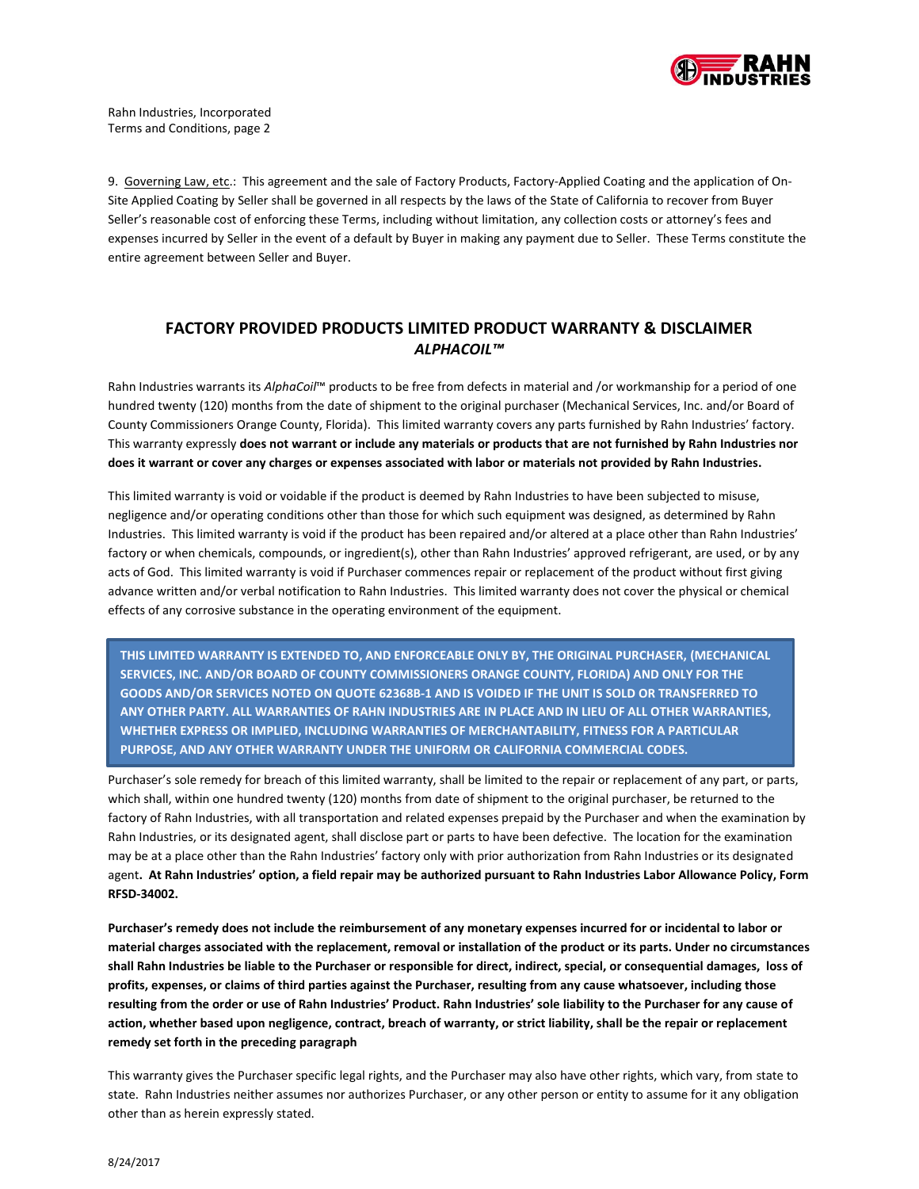9. Governing Law, etc.: This agreement and the sale of Factory Products, Factory-Applied Coating and the application of On-Site Applied Coating by Seller shall be governed in all respects by the laws of the State of California to recover from Buyer Seller's reasonable cost of enforcing these Terms, including without limitation, any collection costs or attorney's fees and expenses incurred by Seller in the event of a default by Buyer in making any payment due to Seller. These Terms constitute the entire agreement between Seller and Buyer.

## FACTORY PROVIDED PRODUCTS LIMITED PRODUCT WARRANTY & DISCLAIMER *ALPHACOIL™*

Rahn Industries warrants its *AlphaCoil*™ products to be free from defects in material and /or workmanship for a period of one hundred twenty (120) months from the date of shipment to the original purchaser (Mechanical Services, Inc. and/or Board of County Commissioners Orange County, Florida). This limited warranty covers any parts furnished by Rahn Industries' factory. This warranty expressly **does not warrant or include any materials or products that are not furnished by Rahn Industries nor does it warrant or cover any charges or expenses associated with labor or materials not provided by Rahn Industries.**

This limited warranty is void or voidable if the product is deemed by Rahn Industries to have been subjected to misuse, negligence and/or operating conditions other than those for which such equipment was designed, as determined by Rahn Industries. This limited warranty is void if the product has been repaired and/or altered at a place other than Rahn Industries' factory or when chemicals, compounds, or ingredient(s), other than Rahn Industries' approved refrigerant, are used, or by any acts of God. This limited warranty is void if Purchaser commences repair or replacement of the product without first giving advance written and/or verbal notification to Rahn Industries. This limited warranty does not cover the physical or chemical effects of any corrosive substance in the operating environment of the equipment.

**THIS LIMITED WARRANTY IS EXTENDED TO, AND ENFORCEABLE ONLY BY, THE ORIGINAL PURCHASER, (MECHANICAL SERVICES, INC. AND/OR BOARD OF COUNTY COMMISSIONERS ORANGE COUNTY, FLORIDA) AND ONLY FOR THE GOODS AND/OR SERVICES NOTED ON QUOTE 62368B-1 AND IS VOIDED IF THE UNIT IS SOLD OR TRANSFERRED TO ANY OTHER PARTY. ALL WARRANTIES OF RAHN INDUSTRIES ARE IN PLACE AND IN LIEU OF ALL OTHER WARRANTIES, WHETHER EXPRESS OR IMPLIED, INCLUDING WARRANTIES OF MERCHANTABILITY, FITNESS FOR A PARTICULAR PURPOSE, AND ANY OTHER WARRANTY UNDER THE UNIFORM OR CALIFORNIA COMMERCIAL CODES.**

Purchaser's sole remedy for breach of this limited warranty, shall be limited to the repair or replacement of any part, or parts, which shall, within one hundred twenty (120) months from date of shipment to the original purchaser, be returned to the factory of Rahn Industries, with all transportation and related expenses prepaid by the Purchaser and when the examination by Rahn Industries, or its designated agent, shall disclose part or parts to have been defective. The location for the examination may be at a place other than the Rahn Industries' factory only with prior authorization from Rahn Industries or its designated agent**. At Rahn Industries' option, a field repair may be authorized pursuant to Rahn Industries Labor Allowance Policy, Form RFSD-34002.**

**Purchaser's remedy does not include the reimbursement of any monetary expenses incurred for or incidental to labor or material charges associated with the replacement, removal or installation of the product or its parts. Under no circumstances shall Rahn Industries be liable to the Purchaser or responsible for direct, indirect, special, or consequential damages, loss of profits, expenses, or claims of third parties against the Purchaser, resulting from any cause whatsoever, including those resulting from the order or use of Rahn Industries' Product. Rahn Industries' sole liability to the Purchaser for any cause of action, whether based upon negligence, contract, breach of warranty, or strict liability, shall be the repair or replacement remedy set forth in the preceding paragraph**

This warranty gives the Purchaser specific legal rights, and the Purchaser may also have other rights, which vary, from state to state. Rahn Industries neither assumes nor authorizes Purchaser, or any other person or entity to assume for it any obligation other than as herein expressly stated.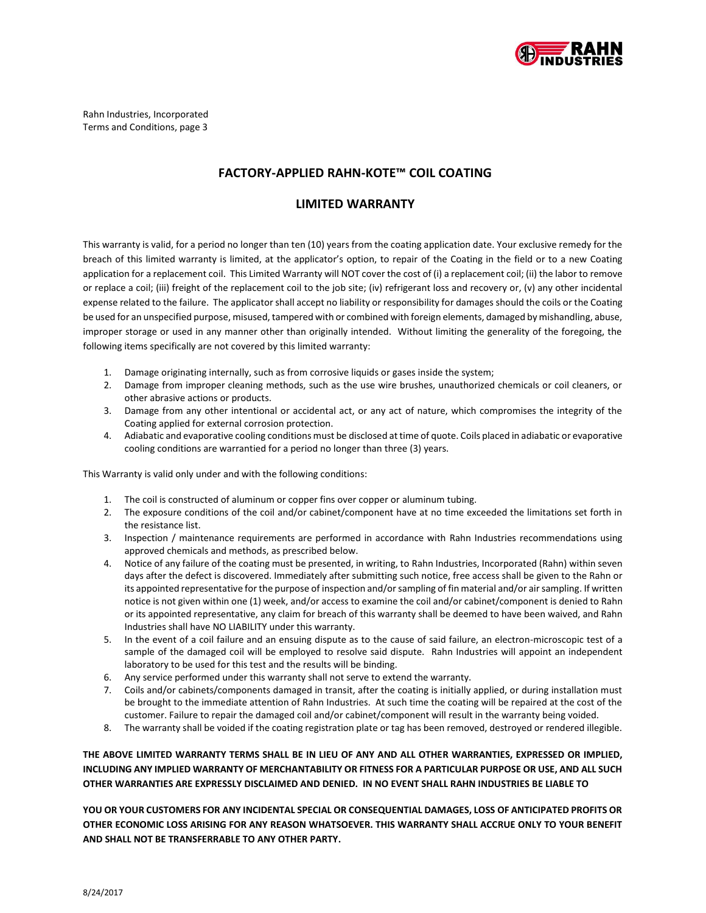Rahn Industries, Incorporated
Terms and Conditions, page 3

## FACTORY-APPLIED RAHN-KOTE™ COIL COATING

## LIMITED WARRANTY

This warranty is valid, for a period no longer than ten (10) years from the coating application date. Your exclusive remedy for the breach of this limited warranty is limited, at the applicator's option, to repair of the Coating in the field or to a new Coating application for a replacement coil. This Limited Warranty will NOT cover the cost of (i) a replacement coil; (ii) the labor to remove or replace a coil; (iii) freight of the replacement coil to the job site; (iv) refrigerant loss and recovery or, (v) any other incidental expense related to the failure. The applicator shall accept no liability or responsibility for damages should the coils or the Coating be used for an unspecified purpose, misused, tampered with or combined with foreign elements, damaged by mishandling, abuse, improper storage or used in any manner other than originally intended. Without limiting the generality of the foregoing, the following items specifically are not covered by this limited warranty:

1. Damage originating internally, such as from corrosive liquids or gases inside the system;
2. Damage from improper cleaning methods, such as the use wire brushes, unauthorized chemicals or coil cleaners, or other abrasive actions or products.
3. Damage from any other intentional or accidental act, or any act of nature, which compromises the integrity of the Coating applied for external corrosion protection.
4. Adiabatic and evaporative cooling conditions must be disclosed at time of quote. Coils placed in adiabatic or evaporative cooling conditions are warrantied for a period no longer than three (3) years.

This Warranty is valid only under and with the following conditions:

1. The coil is constructed of aluminum or copper fins over copper or aluminum tubing.
2. The exposure conditions of the coil and/or cabinet/component have at no time exceeded the limitations set forth in the resistance list.
3. Inspection / maintenance requirements are performed in accordance with Rahn Industries recommendations using approved chemicals and methods, as prescribed below.
4. Notice of any failure of the coating must be presented, in writing, to Rahn Industries, Incorporated (Rahn) within seven days after the defect is discovered. Immediately after submitting such notice, free access shall be given to the Rahn or its appointed representative for the purpose of inspection and/or sampling of fin material and/or air sampling. If written notice is not given within one (1) week, and/or access to examine the coil and/or cabinet/component is denied to Rahn or its appointed representative, any claim for breach of this warranty shall be deemed to have been waived, and Rahn Industries shall have NO LIABILITY under this warranty.
5. In the event of a coil failure and an ensuing dispute as to the cause of said failure, an electron-microscopic test of a sample of the damaged coil will be employed to resolve said dispute. Rahn Industries will appoint an independent laboratory to be used for this test and the results will be binding.
6. Any service performed under this warranty shall not serve to extend the warranty.
7. Coils and/or cabinets/components damaged in transit, after the coating is initially applied, or during installation must be brought to the immediate attention of Rahn Industries. At such time the coating will be repaired at the cost of the customer. Failure to repair the damaged coil and/or cabinet/component will result in the warranty being voided.
8. The warranty shall be voided if the coating registration plate or tag has been removed, destroyed or rendered illegible.

**THE ABOVE LIMITED WARRANTY TERMS SHALL BE IN LIEU OF ANY AND ALL OTHER WARRANTIES, EXPRESSED OR IMPLIED, INCLUDING ANY IMPLIED WARRANTY OF MERCHANTABILITY OR FITNESS FOR A PARTICULAR PURPOSE OR USE, AND ALL SUCH OTHER WARRANTIES ARE EXPRESSLY DISCLAIMED AND DENIED. IN NO EVENT SHALL RAHN INDUSTRIES BE LIABLE TO**

**YOU OR YOUR CUSTOMERS FOR ANY INCIDENTAL SPECIAL OR CONSEQUENTIAL DAMAGES, LOSS OF ANTICIPATED PROFITS OR OTHER ECONOMIC LOSS ARISING FOR ANY REASON WHATSOEVER. THIS WARRANTY SHALL ACCRUE ONLY TO YOUR BENEFIT AND SHALL NOT BE TRANSFERRABLE TO ANY OTHER PARTY.**

8/24/2017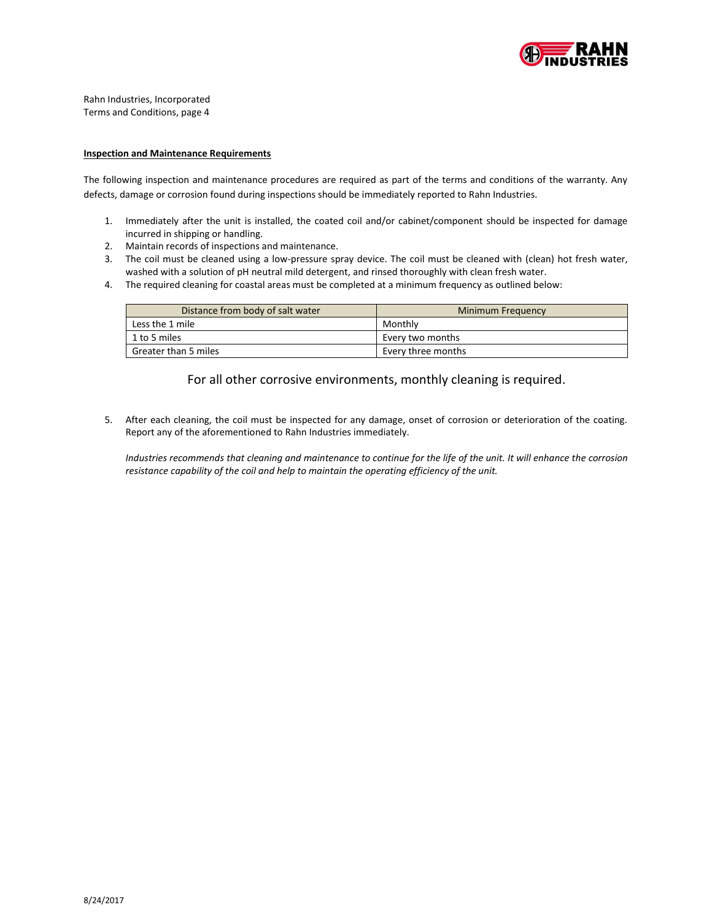Rahn Industries, Incorporated
Terms and Conditions, page 4

**Inspection and Maintenance Requirements**

The following inspection and maintenance procedures are required as part of the terms and conditions of the warranty. Any defects, damage or corrosion found during inspections should be immediately reported to Rahn Industries.

1. Immediately after the unit is installed, the coated coil and/or cabinet/component should be inspected for damage incurred in shipping or handling.
2. Maintain records of inspections and maintenance.
3. The coil must be cleaned using a low-pressure spray device. The coil must be cleaned with (clean) hot fresh water, washed with a solution of pH neutral mild detergent, and rinsed thoroughly with clean fresh water.
4. The required cleaning for coastal areas must be completed at a minimum frequency as outlined below:

| Distance from body of salt water | Minimum Frequency |
|---|---|
| Less the 1 mile | Monthly |
| 1 to 5 miles | Every two months |
| Greater than 5 miles | Every three months |

For all other corrosive environments, monthly cleaning is required.

5. After each cleaning, the coil must be inspected for any damage, onset of corrosion or deterioration of the coating. Report any of the aforementioned to Rahn Industries immediately.

*Industries recommends that cleaning and maintenance to continue for the life of the unit. It will enhance the corrosion resistance capability of the coil and help to maintain the operating efficiency of the unit.*

8/24/2017